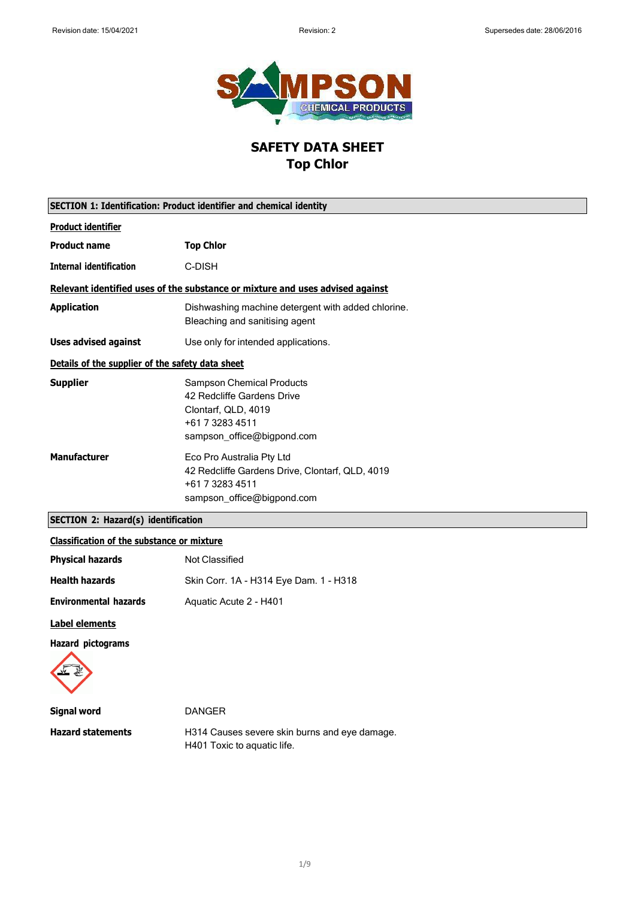# SAFETY DATA SHEET
# Top Chlor

## SECTION 1: Identification: Product identifier and chemical identity

**Product identifier**

**Product name** **Top Chlor**

**Internal identification** C-DISH

**Relevant identified uses of the substance or mixture and uses advised against**

**Application** Dishwashing machine detergent with added chlorine.
Bleaching and sanitising agent

**Uses advised against** Use only for intended applications.

**Details of the supplier of the safety data sheet**

**Supplier**
Sampson Chemical Products
42 Redcliffe Gardens Drive
Clontarf, QLD, 4019
+61 7 3283 4511
sampson_office@bigpond.com

**Manufacturer**
Eco Pro Australia Pty Ltd
42 Redcliffe Gardens Drive, Clontarf, QLD, 4019
+61 7 3283 4511
sampson_office@bigpond.com

## SECTION 2: Hazard(s) identification

**Classification of the substance or mixture**

**Physical hazards** Not Classified

**Health hazards** Skin Corr. 1A - H314 Eye Dam. 1 - H318

**Environmental hazards** Aquatic Acute 2 - H401

**Label elements**

**Hazard pictograms**

**Signal word** DANGER

**Hazard statements**
H314 Causes severe skin burns and eye damage.
H401 Toxic to aquatic life.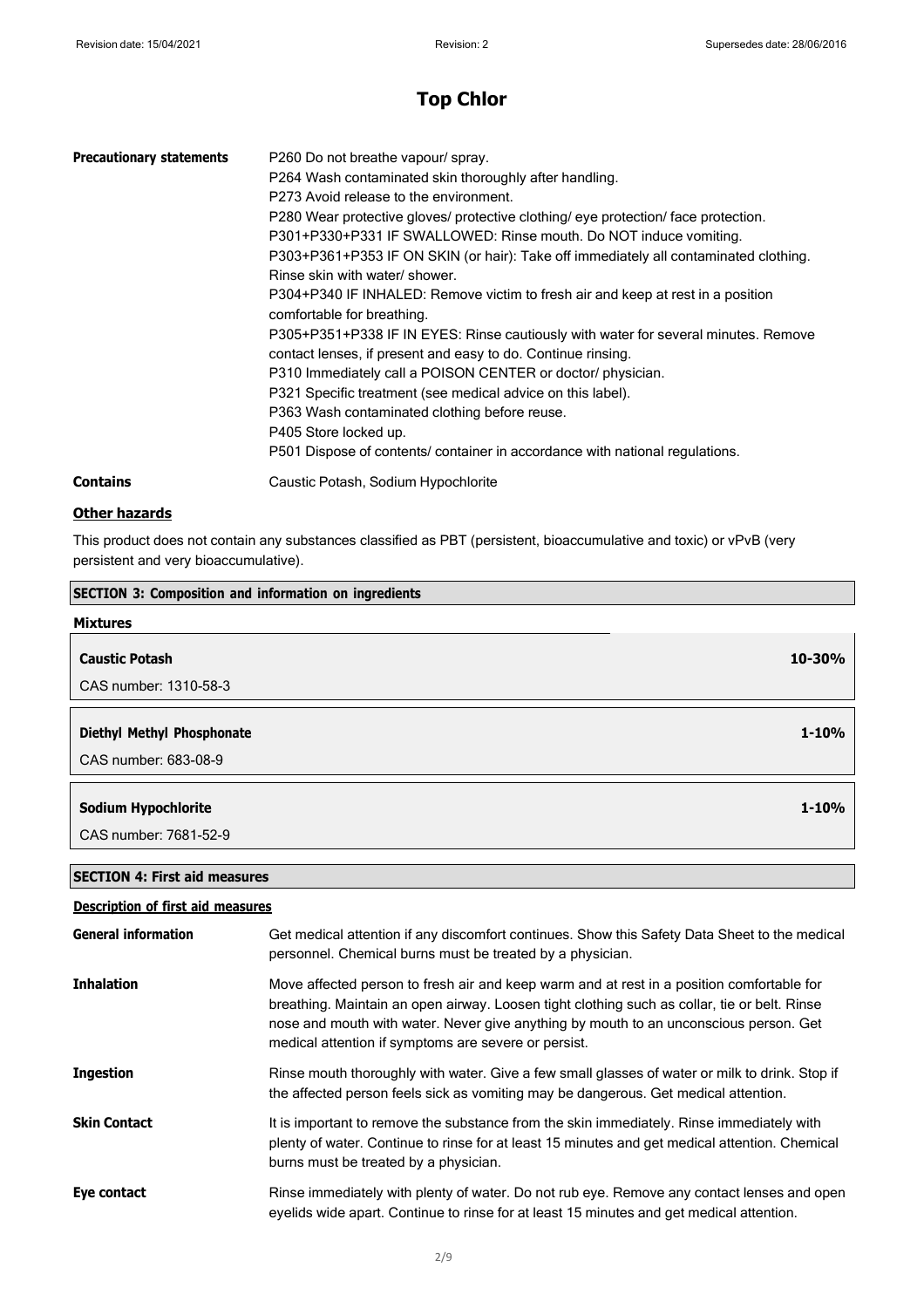# Top Chlor

| | |
|---|---|
| **Precautionary statements** | P260 Do not breathe vapour/ spray.<br>P264 Wash contaminated skin thoroughly after handling.<br>P273 Avoid release to the environment.<br>P280 Wear protective gloves/ protective clothing/ eye protection/ face protection.<br>P301+P330+P331 IF SWALLOWED: Rinse mouth. Do NOT induce vomiting.<br>P303+P361+P353 IF ON SKIN (or hair): Take off immediately all contaminated clothing. Rinse skin with water/ shower.<br>P304+P340 IF INHALED: Remove victim to fresh air and keep at rest in a position comfortable for breathing.<br>P305+P351+P338 IF IN EYES: Rinse cautiously with water for several minutes. Remove contact lenses, if present and easy to do. Continue rinsing.<br>P310 Immediately call a POISON CENTER or doctor/ physician.<br>P321 Specific treatment (see medical advice on this label).<br>P363 Wash contaminated clothing before reuse.<br>P405 Store locked up.<br>P501 Dispose of contents/ container in accordance with national regulations. |
| **Contains** | Caustic Potash, Sodium Hypochlorite |

**Other hazards**

This product does not contain any substances classified as PBT (persistent, bioaccumulative and toxic) or vPvB (very persistent and very bioaccumulative).

## SECTION 3: Composition and information on ingredients

**Mixtures**

| Substance | Concentration |
|---|---|
| **Caustic Potash**<br>CAS number: 1310-58-3 | **10-30%** |
| **Diethyl Methyl Phosphonate**<br>CAS number: 683-08-9 | **1-10%** |
| **Sodium Hypochlorite**<br>CAS number: 7681-52-9 | **1-10%** |

## SECTION 4: First aid measures

**Description of first aid measures**

| | |
|---|---|
| **General information** | Get medical attention if any discomfort continues. Show this Safety Data Sheet to the medical personnel. Chemical burns must be treated by a physician. |
| **Inhalation** | Move affected person to fresh air and keep warm and at rest in a position comfortable for breathing. Maintain an open airway. Loosen tight clothing such as collar, tie or belt. Rinse nose and mouth with water. Never give anything by mouth to an unconscious person. Get medical attention if symptoms are severe or persist. |
| **Ingestion** | Rinse mouth thoroughly with water. Give a few small glasses of water or milk to drink. Stop if the affected person feels sick as vomiting may be dangerous. Get medical attention. |
| **Skin Contact** | It is important to remove the substance from the skin immediately. Rinse immediately with plenty of water. Continue to rinse for at least 15 minutes and get medical attention. Chemical burns must be treated by a physician. |
| **Eye contact** | Rinse immediately with plenty of water. Do not rub eye. Remove any contact lenses and open eyelids wide apart. Continue to rinse for at least 15 minutes and get medical attention. |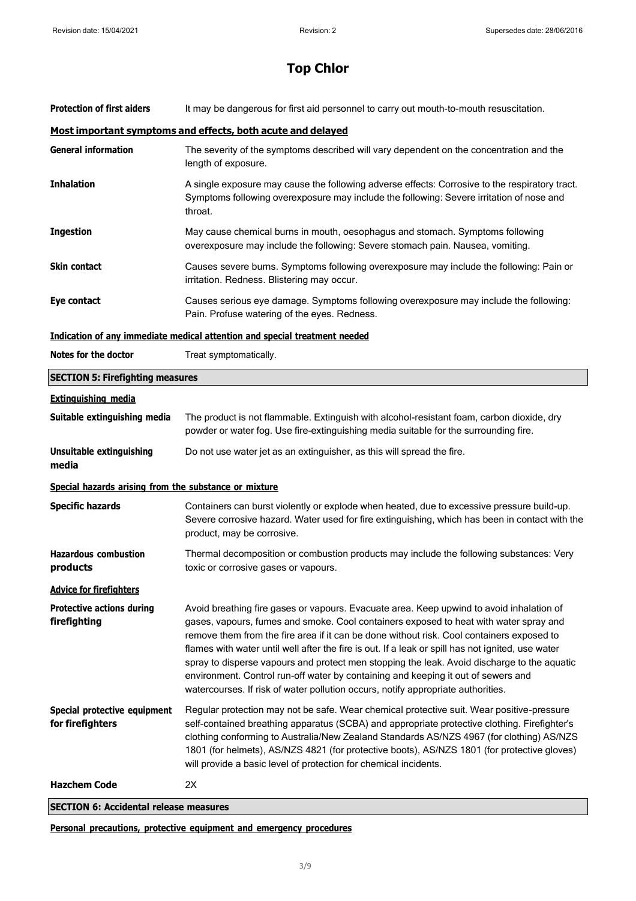**Protection of first aiders** It may be dangerous for first aid personnel to carry out mouth-to-mouth resuscitation.

### Most important symptoms and effects, both acute and delayed

**General information** The severity of the symptoms described will vary dependent on the concentration and the length of exposure.

**Inhalation** A single exposure may cause the following adverse effects: Corrosive to the respiratory tract. Symptoms following overexposure may include the following: Severe irritation of nose and throat.

**Ingestion** May cause chemical burns in mouth, oesophagus and stomach. Symptoms following overexposure may include the following: Severe stomach pain. Nausea, vomiting.

**Skin contact** Causes severe burns. Symptoms following overexposure may include the following: Pain or irritation. Redness. Blistering may occur.

**Eye contact** Causes serious eye damage. Symptoms following overexposure may include the following: Pain. Profuse watering of the eyes. Redness.

### Indication of any immediate medical attention and special treatment needed

**Notes for the doctor** Treat symptomatically.

## SECTION 5: Firefighting measures

### Extinguishing media

**Suitable extinguishing media** The product is not flammable. Extinguish with alcohol-resistant foam, carbon dioxide, dry powder or water fog. Use fire-extinguishing media suitable for the surrounding fire.

**Unsuitable extinguishing media** Do not use water jet as an extinguisher, as this will spread the fire.

### Special hazards arising from the substance or mixture

**Specific hazards** Containers can burst violently or explode when heated, due to excessive pressure build-up. Severe corrosive hazard. Water used for fire extinguishing, which has been in contact with the product, may be corrosive.

**Hazardous combustion products** Thermal decomposition or combustion products may include the following substances: Very toxic or corrosive gases or vapours.

### Advice for firefighters

**Protective actions during firefighting** Avoid breathing fire gases or vapours. Evacuate area. Keep upwind to avoid inhalation of gases, vapours, fumes and smoke. Cool containers exposed to heat with water spray and remove them from the fire area if it can be done without risk. Cool containers exposed to flames with water until well after the fire is out. If a leak or spill has not ignited, use water spray to disperse vapours and protect men stopping the leak. Avoid discharge to the aquatic environment. Control run-off water by containing and keeping it out of sewers and watercourses. If risk of water pollution occurs, notify appropriate authorities.

**Special protective equipment for firefighters** Regular protection may not be safe. Wear chemical protective suit. Wear positive-pressure self-contained breathing apparatus (SCBA) and appropriate protective clothing. Firefighter's clothing conforming to Australia/New Zealand Standards AS/NZS 4967 (for clothing) AS/NZS 1801 (for helmets), AS/NZS 4821 (for protective boots), AS/NZS 1801 (for protective gloves) will provide a basic level of protection for chemical incidents.

**Hazchem Code** 2X

## SECTION 6: Accidental release measures

### Personal precautions, protective equipment and emergency procedures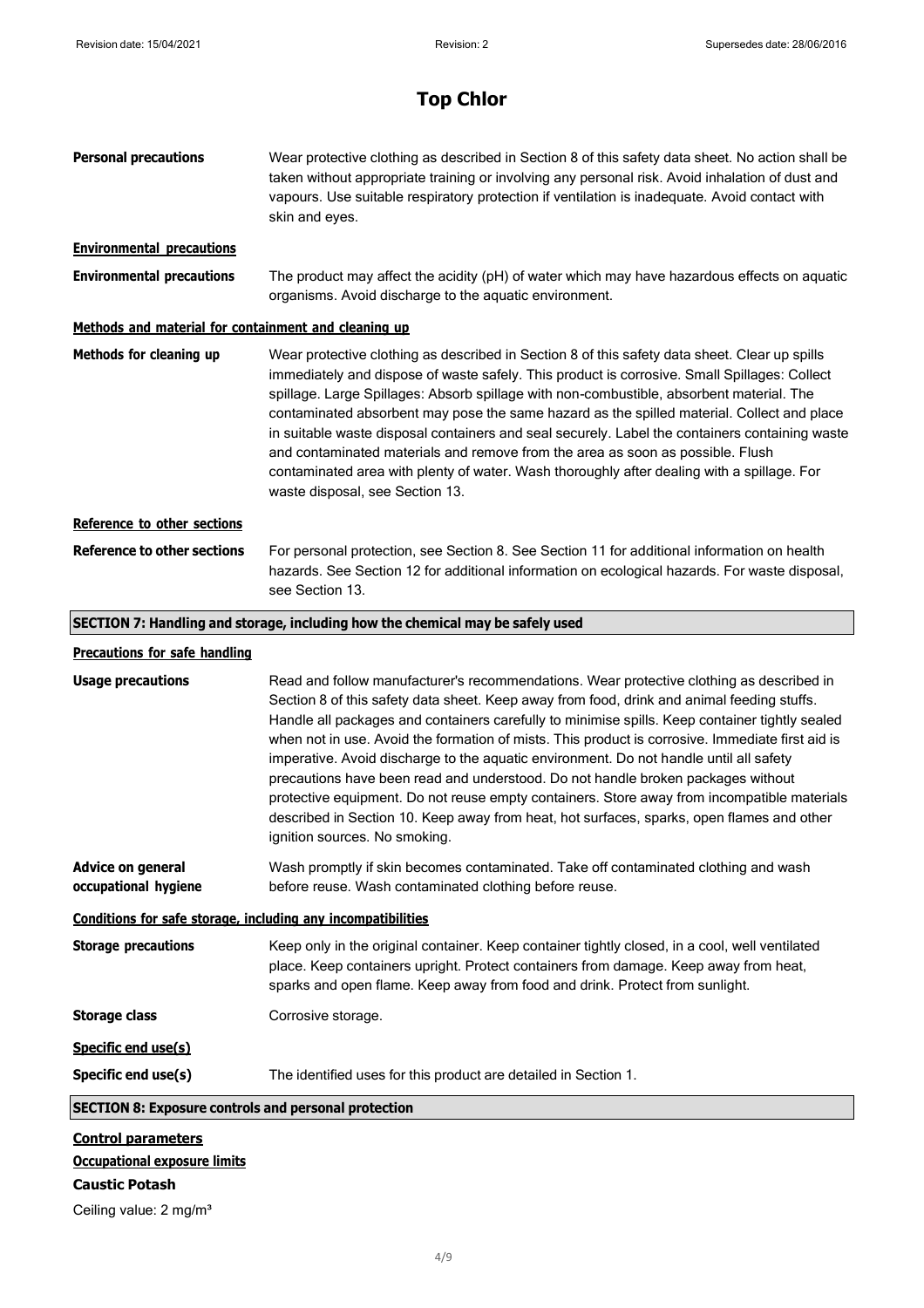# Top Chlor

**Personal precautions** Wear protective clothing as described in Section 8 of this safety data sheet. No action shall be taken without appropriate training or involving any personal risk. Avoid inhalation of dust and vapours. Use suitable respiratory protection if ventilation is inadequate. Avoid contact with skin and eyes.

**Environmental precautions**

**Environmental precautions** The product may affect the acidity (pH) of water which may have hazardous effects on aquatic organisms. Avoid discharge to the aquatic environment.

**Methods and material for containment and cleaning up**

**Methods for cleaning up** Wear protective clothing as described in Section 8 of this safety data sheet. Clear up spills immediately and dispose of waste safely. This product is corrosive. Small Spillages: Collect spillage. Large Spillages: Absorb spillage with non-combustible, absorbent material. The contaminated absorbent may pose the same hazard as the spilled material. Collect and place in suitable waste disposal containers and seal securely. Label the containers containing waste and contaminated materials and remove from the area as soon as possible. Flush contaminated area with plenty of water. Wash thoroughly after dealing with a spillage. For waste disposal, see Section 13.

**Reference to other sections**

**Reference to other sections** For personal protection, see Section 8. See Section 11 for additional information on health hazards. See Section 12 for additional information on ecological hazards. For waste disposal, see Section 13.

## SECTION 7: Handling and storage, including how the chemical may be safely used

**Precautions for safe handling**

**Usage precautions** Read and follow manufacturer's recommendations. Wear protective clothing as described in Section 8 of this safety data sheet. Keep away from food, drink and animal feeding stuffs. Handle all packages and containers carefully to minimise spills. Keep container tightly sealed when not in use. Avoid the formation of mists. This product is corrosive. Immediate first aid is imperative. Avoid discharge to the aquatic environment. Do not handle until all safety precautions have been read and understood. Do not handle broken packages without protective equipment. Do not reuse empty containers. Store away from incompatible materials described in Section 10. Keep away from heat, hot surfaces, sparks, open flames and other ignition sources. No smoking.

**Advice on general occupational hygiene** Wash promptly if skin becomes contaminated. Take off contaminated clothing and wash before reuse. Wash contaminated clothing before reuse.

**Conditions for safe storage, including any incompatibilities**

**Storage precautions** Keep only in the original container. Keep container tightly closed, in a cool, well ventilated place. Keep containers upright. Protect containers from damage. Keep away from heat, sparks and open flame. Keep away from food and drink. Protect from sunlight.

**Storage class** Corrosive storage.

**Specific end use(s)**

**Specific end use(s)** The identified uses for this product are detailed in Section 1.

## SECTION 8: Exposure controls and personal protection

**Control parameters**

**Occupational exposure limits**

**Caustic Potash**

Ceiling value: 2 mg/m³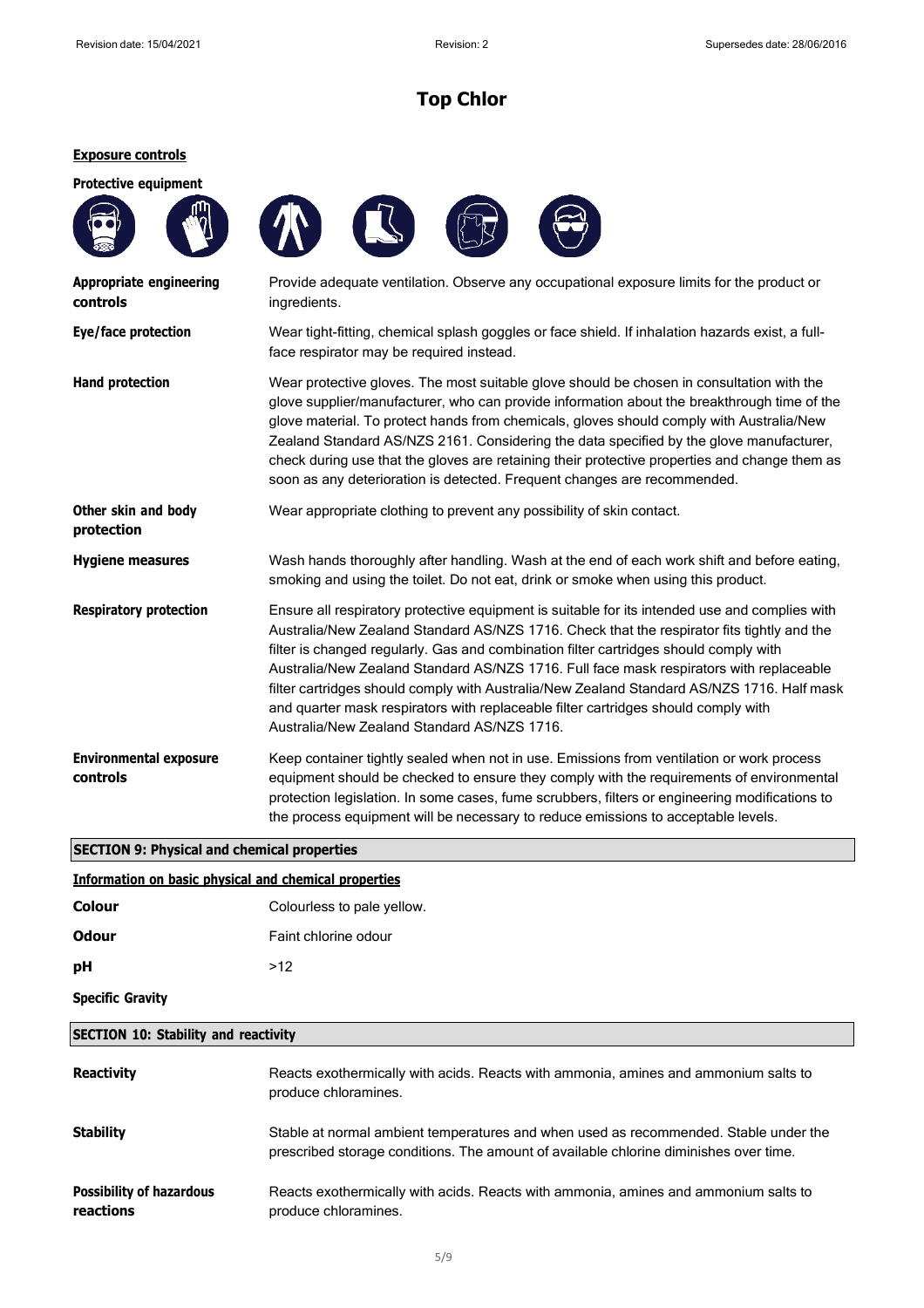## Top Chlor

**Exposure controls**

**Protective equipment**

| | |
|---|---|
| **Appropriate engineering controls** | Provide adequate ventilation. Observe any occupational exposure limits for the product or ingredients. |
| **Eye/face protection** | Wear tight-fitting, chemical splash goggles or face shield. If inhalation hazards exist, a full-face respirator may be required instead. |
| **Hand protection** | Wear protective gloves. The most suitable glove should be chosen in consultation with the glove supplier/manufacturer, who can provide information about the breakthrough time of the glove material. To protect hands from chemicals, gloves should comply with Australia/New Zealand Standard AS/NZS 2161. Considering the data specified by the glove manufacturer, check during use that the gloves are retaining their protective properties and change them as soon as any deterioration is detected. Frequent changes are recommended. |
| **Other skin and body protection** | Wear appropriate clothing to prevent any possibility of skin contact. |
| **Hygiene measures** | Wash hands thoroughly after handling. Wash at the end of each work shift and before eating, smoking and using the toilet. Do not eat, drink or smoke when using this product. |
| **Respiratory protection** | Ensure all respiratory protective equipment is suitable for its intended use and complies with Australia/New Zealand Standard AS/NZS 1716. Check that the respirator fits tightly and the filter is changed regularly. Gas and combination filter cartridges should comply with Australia/New Zealand Standard AS/NZS 1716. Full face mask respirators with replaceable filter cartridges should comply with Australia/New Zealand Standard AS/NZS 1716. Half mask and quarter mask respirators with replaceable filter cartridges should comply with Australia/New Zealand Standard AS/NZS 1716. |
| **Environmental exposure controls** | Keep container tightly sealed when not in use. Emissions from ventilation or work process equipment should be checked to ensure they comply with the requirements of environmental protection legislation. In some cases, fume scrubbers, filters or engineering modifications to the process equipment will be necessary to reduce emissions to acceptable levels. |

### SECTION 9: Physical and chemical properties

**Information on basic physical and chemical properties**

| | |
|---|---|
| **Colour** | Colourless to pale yellow. |
| **Odour** | Faint chlorine odour |
| **pH** | >12 |
| **Specific Gravity** | |

### SECTION 10: Stability and reactivity

| | |
|---|---|
| **Reactivity** | Reacts exothermically with acids. Reacts with ammonia, amines and ammonium salts to produce chloramines. |
| **Stability** | Stable at normal ambient temperatures and when used as recommended. Stable under the prescribed storage conditions. The amount of available chlorine diminishes over time. |
| **Possibility of hazardous reactions** | Reacts exothermically with acids. Reacts with ammonia, amines and ammonium salts to produce chloramines. |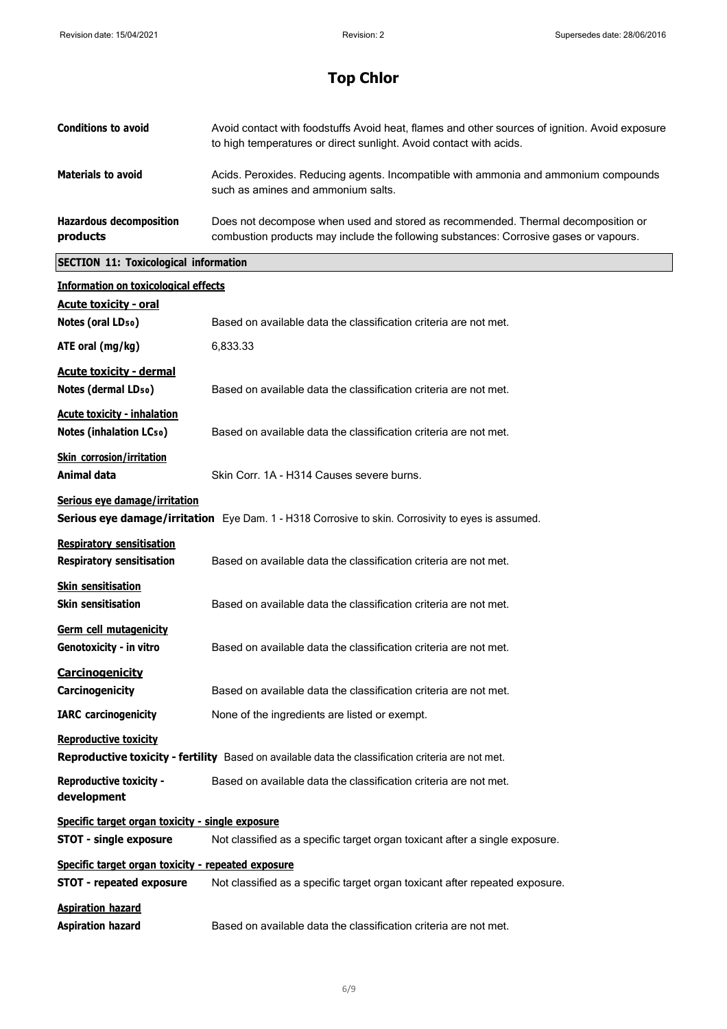# Top Chlor

| | |
|---|---|
| **Conditions to avoid** | Avoid contact with foodstuffs Avoid heat, flames and other sources of ignition. Avoid exposure to high temperatures or direct sunlight. Avoid contact with acids. |
| **Materials to avoid** | Acids. Peroxides. Reducing agents. Incompatible with ammonia and ammonium compounds such as amines and ammonium salts. |
| **Hazardous decomposition products** | Does not decompose when used and stored as recommended. Thermal decomposition or combustion products may include the following substances: Corrosive gases or vapours. |

## SECTION 11: Toxicological information

**Information on toxicological effects**

**Acute toxicity - oral**

**Notes (oral $LD_{50}$)** Based on available data the classification criteria are not met.

**ATE oral (mg/kg)** 6,833.33

**Acute toxicity - dermal**

**Notes (dermal $LD_{50}$)** Based on available data the classification criteria are not met.

**Acute toxicity - inhalation**

**Notes (inhalation $LC_{50}$)** Based on available data the classification criteria are not met.

**Skin corrosion/irritation**

**Animal data** Skin Corr. 1A - H314 Causes severe burns.

**Serious eye damage/irritation**

**Serious eye damage/irritation** Eye Dam. 1 - H318 Corrosive to skin. Corrosivity to eyes is assumed.

**Respiratory sensitisation**

**Respiratory sensitisation** Based on available data the classification criteria are not met.

**Skin sensitisation**

**Skin sensitisation** Based on available data the classification criteria are not met.

**Germ cell mutagenicity**

**Genotoxicity - in vitro** Based on available data the classification criteria are not met.

**Carcinogenicity**

**Carcinogenicity** Based on available data the classification criteria are not met.

**IARC carcinogenicity** None of the ingredients are listed or exempt.

**Reproductive toxicity**

**Reproductive toxicity - fertility** Based on available data the classification criteria are not met.

**Reproductive toxicity - development** Based on available data the classification criteria are not met.

**Specific target organ toxicity - single exposure**

**STOT - single exposure** Not classified as a specific target organ toxicant after a single exposure.

**Specific target organ toxicity - repeated exposure**

**STOT - repeated exposure** Not classified as a specific target organ toxicant after repeated exposure.

**Aspiration hazard**

**Aspiration hazard** Based on available data the classification criteria are not met.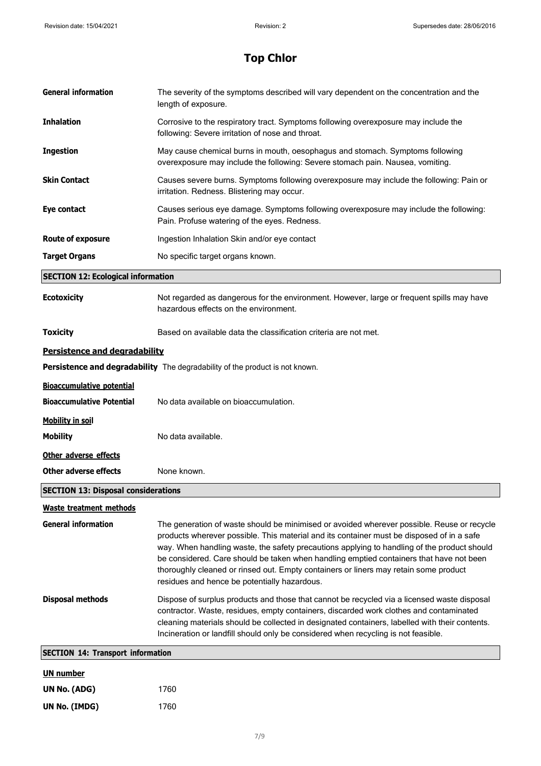# Top Chlor

**General information** The severity of the symptoms described will vary dependent on the concentration and the length of exposure.

**Inhalation** Corrosive to the respiratory tract. Symptoms following overexposure may include the following: Severe irritation of nose and throat.

**Ingestion** May cause chemical burns in mouth, oesophagus and stomach. Symptoms following overexposure may include the following: Severe stomach pain. Nausea, vomiting.

**Skin Contact** Causes severe burns. Symptoms following overexposure may include the following: Pain or irritation. Redness. Blistering may occur.

**Eye contact** Causes serious eye damage. Symptoms following overexposure may include the following: Pain. Profuse watering of the eyes. Redness.

**Route of exposure** Ingestion Inhalation Skin and/or eye contact

**Target Organs** No specific target organs known.

## SECTION 12: Ecological information

**Ecotoxicity** Not regarded as dangerous for the environment. However, large or frequent spills may have hazardous effects on the environment.

**Toxicity** Based on available data the classification criteria are not met.

### Persistence and degradability

**Persistence and degradability** The degradability of the product is not known.

### Bioaccumulative potential

**Bioaccumulative Potential** No data available on bioaccumulation.

### Mobility in soil

**Mobility** No data available.

### Other adverse effects

**Other adverse effects** None known.

## SECTION 13: Disposal considerations

### Waste treatment methods

**General information** The generation of waste should be minimised or avoided wherever possible. Reuse or recycle products wherever possible. This material and its container must be disposed of in a safe way. When handling waste, the safety precautions applying to handling of the product should be considered. Care should be taken when handling emptied containers that have not been thoroughly cleaned or rinsed out. Empty containers or liners may retain some product residues and hence be potentially hazardous.

**Disposal methods** Dispose of surplus products and those that cannot be recycled via a licensed waste disposal contractor. Waste, residues, empty containers, discarded work clothes and contaminated cleaning materials should be collected in designated containers, labelled with their contents. Incineration or landfill should only be considered when recycling is not feasible.

## SECTION 14: Transport information

### UN number

**UN No. (ADG)** 1760

**UN No. (IMDG)** 1760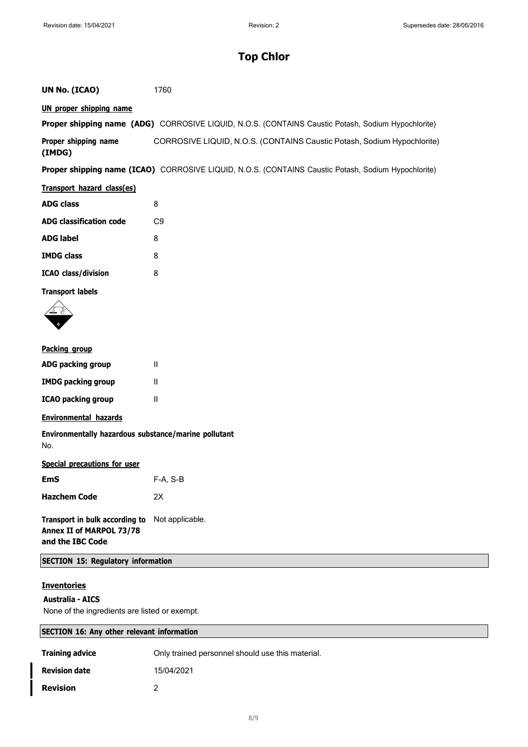# Top Chlor

| | |
|---|---|
| **UN No. (ICAO)** | 1760 |

**UN proper shipping name**

| | |
|---|---|
| **Proper shipping name (ADG)** | CORROSIVE LIQUID, N.O.S. (CONTAINS Caustic Potash, Sodium Hypochlorite) |
| **Proper shipping name (IMDG)** | CORROSIVE LIQUID, N.O.S. (CONTAINS Caustic Potash, Sodium Hypochlorite) |
| **Proper shipping name (ICAO)** | CORROSIVE LIQUID, N.O.S. (CONTAINS Caustic Potash, Sodium Hypochlorite) |

**Transport hazard class(es)**

| | |
|---|---|
| **ADG class** | 8 |
| **ADG classification code** | C9 |
| **ADG label** | 8 |
| **IMDG class** | 8 |
| **ICAO class/division** | 8 |

**Transport labels**

**Packing group**

| | |
|---|---|
| **ADG packing group** | II |
| **IMDG packing group** | II |
| **ICAO packing group** | II |

**Environmental hazards**

**Environmentally hazardous substance/marine pollutant**

No.

**Special precautions for user**

| | |
|---|---|
| **EmS** | F-A, S-B |
| **Hazchem Code** | 2X |
| **Transport in bulk according to Annex II of MARPOL 73/78 and the IBC Code** | Not applicable. |

## SECTION 15: Regulatory information

**Inventories**

**Australia - AICS**

None of the ingredients are listed or exempt.

## SECTION 16: Any other relevant information

| | |
|---|---|
| **Training advice** | Only trained personnel should use this material. |
| **Revision date** | 15/04/2021 |
| **Revision** | 2 |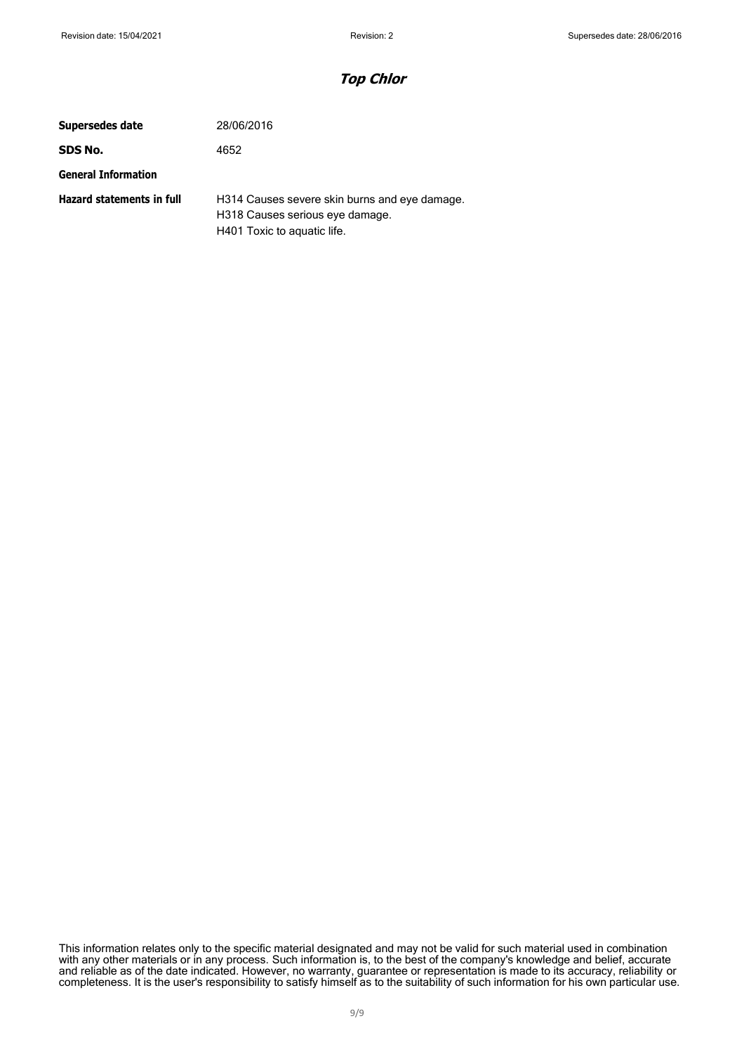# Top Chlor

| | |
|---|---|
| **Supersedes date** | 28/06/2016 |
| **SDS No.** | 4652 |

**General Information**

| | |
|---|---|
| **Hazard statements in full** | H314 Causes severe skin burns and eye damage.<br>H318 Causes serious eye damage.<br>H401 Toxic to aquatic life. |

This information relates only to the specific material designated and may not be valid for such material used in combination with any other materials or in any process. Such information is, to the best of the company's knowledge and belief, accurate and reliable as of the date indicated. However, no warranty, guarantee or representation is made to its accuracy, reliability or completeness. It is the user's responsibility to satisfy himself as to the suitability of such information for his own particular use.